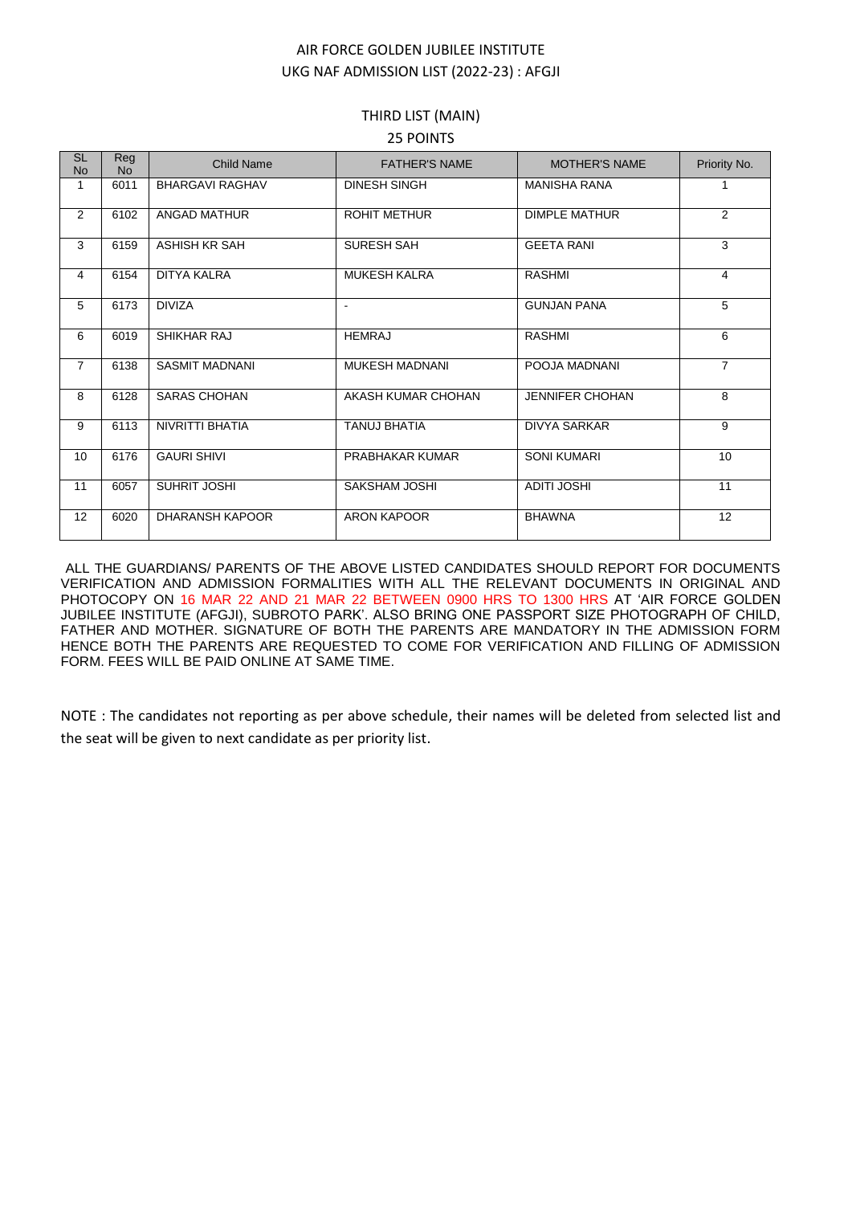# AIR FORCE GOLDEN JUBILEE INSTITUTE

## UKG NAF ADMISSION LIST (2022-23) : AFGJI

### THIRD LIST (MAIN)

### 25 POINTS

| SL No | Reg No | Child Name | FATHER'S NAME | MOTHER'S NAME | Priority No. |
|---|---|---|---|---|---|
| 1 | 6011 | BHARGAVI RAGHAV | DINESH SINGH | MANISHA RANA | 1 |
| 2 | 6102 | ANGAD MATHUR | ROHIT METHUR | DIMPLE MATHUR | 2 |
| 3 | 6159 | ASHISH KR SAH | SURESH SAH | GEETA RANI | 3 |
| 4 | 6154 | DITYA KALRA | MUKESH KALRA | RASHMI | 4 |
| 5 | 6173 | DIVIZA | - | GUNJAN PANA | 5 |
| 6 | 6019 | SHIKHAR RAJ | HEMRAJ | RASHMI | 6 |
| 7 | 6138 | SASMIT MADNANI | MUKESH MADNANI | POOJA MADNANI | 7 |
| 8 | 6128 | SARAS CHOHAN | AKASH KUMAR CHOHAN | JENNIFER CHOHAN | 8 |
| 9 | 6113 | NIVRITTI BHATIA | TANUJ BHATIA | DIVYA SARKAR | 9 |
| 10 | 6176 | GAURI SHIVI | PRABHAKAR KUMAR | SONI KUMARI | 10 |
| 11 | 6057 | SUHRIT JOSHI | SAKSHAM JOSHI | ADITI JOSHI | 11 |
| 12 | 6020 | DHARANSH KAPOOR | ARON KAPOOR | BHAWNA | 12 |

ALL THE GUARDIANS/ PARENTS OF THE ABOVE LISTED CANDIDATES SHOULD REPORT FOR DOCUMENTS VERIFICATION AND ADMISSION FORMALITIES WITH ALL THE RELEVANT DOCUMENTS IN ORIGINAL AND PHOTOCOPY ON 16 MAR 22 AND 21 MAR 22 BETWEEN 0900 HRS TO 1300 HRS AT 'AIR FORCE GOLDEN JUBILEE INSTITUTE (AFGJI), SUBROTO PARK'. ALSO BRING ONE PASSPORT SIZE PHOTOGRAPH OF CHILD, FATHER AND MOTHER. SIGNATURE OF BOTH THE PARENTS ARE MANDATORY IN THE ADMISSION FORM HENCE BOTH THE PARENTS ARE REQUESTED TO COME FOR VERIFICATION AND FILLING OF ADMISSION FORM. FEES WILL BE PAID ONLINE AT SAME TIME.

NOTE : The candidates not reporting as per above schedule, their names will be deleted from selected list and the seat will be given to next candidate as per priority list.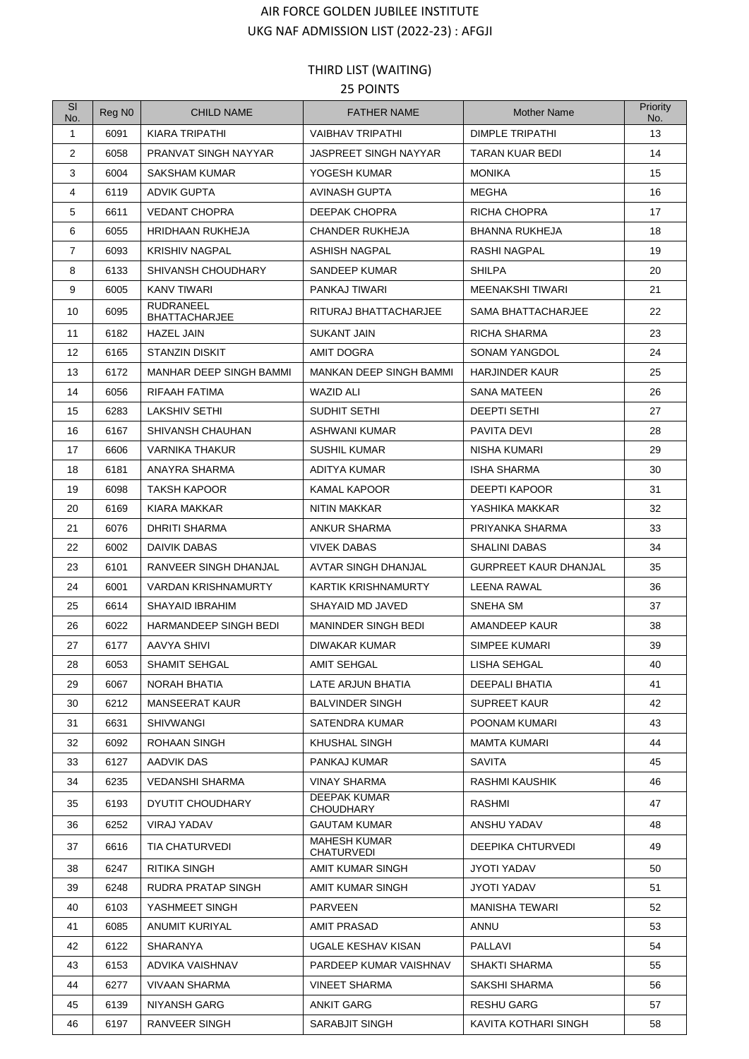# AIR FORCE GOLDEN JUBILEE INSTITUTE

## UKG NAF ADMISSION LIST (2022-23) : AFGJI

### THIRD LIST (WAITING)

### 25 POINTS

| Sl No. | Reg N0 | CHILD NAME | FATHER NAME | Mother Name | Priority No. |
|---|---|---|---|---|---|
| 1 | 6091 | KIARA TRIPATHI | VAIBHAV TRIPATHI | DIMPLE TRIPATHI | 13 |
| 2 | 6058 | PRANVAT SINGH NAYYAR | JASPREET SINGH NAYYAR | TARAN KUAR BEDI | 14 |
| 3 | 6004 | SAKSHAM KUMAR | YOGESH KUMAR | MONIKA | 15 |
| 4 | 6119 | ADVIK GUPTA | AVINASH GUPTA | MEGHA | 16 |
| 5 | 6611 | VEDANT CHOPRA | DEEPAK CHOPRA | RICHA CHOPRA | 17 |
| 6 | 6055 | HRIDHAAN RUKHEJA | CHANDER RUKHEJA | BHANNA RUKHEJA | 18 |
| 7 | 6093 | KRISHIV NAGPAL | ASHISH NAGPAL | RASHI NAGPAL | 19 |
| 8 | 6133 | SHIVANSH CHOUDHARY | SANDEEP KUMAR | SHILPA | 20 |
| 9 | 6005 | KANV TIWARI | PANKAJ TIWARI | MEENAKSHI TIWARI | 21 |
| 10 | 6095 | RUDRANEEL BHATTACHARJEE | RITURAJ BHATTACHARJEE | SAMA BHATTACHARJEE | 22 |
| 11 | 6182 | HAZEL JAIN | SUKANT JAIN | RICHA SHARMA | 23 |
| 12 | 6165 | STANZIN DISKIT | AMIT DOGRA | SONAM YANGDOL | 24 |
| 13 | 6172 | MANHAR DEEP SINGH BAMMI | MANKAN DEEP SINGH BAMMI | HARJINDER KAUR | 25 |
| 14 | 6056 | RIFAAH FATIMA | WAZID ALI | SANA MATEEN | 26 |
| 15 | 6283 | LAKSHIV SETHI | SUDHIT SETHI | DEEPTI SETHI | 27 |
| 16 | 6167 | SHIVANSH CHAUHAN | ASHWANI KUMAR | PAVITA DEVI | 28 |
| 17 | 6606 | VARNIKA THAKUR | SUSHIL KUMAR | NISHA KUMARI | 29 |
| 18 | 6181 | ANAYRA SHARMA | ADITYA KUMAR | ISHA SHARMA | 30 |
| 19 | 6098 | TAKSH KAPOOR | KAMAL KAPOOR | DEEPTI KAPOOR | 31 |
| 20 | 6169 | KIARA MAKKAR | NITIN MAKKAR | YASHIKA MAKKAR | 32 |
| 21 | 6076 | DHRITI SHARMA | ANKUR SHARMA | PRIYANKA SHARMA | 33 |
| 22 | 6002 | DAIVIK DABAS | VIVEK DABAS | SHALINI DABAS | 34 |
| 23 | 6101 | RANVEER SINGH DHANJAL | AVTAR SINGH DHANJAL | GURPREET KAUR DHANJAL | 35 |
| 24 | 6001 | VARDAN KRISHNAMURTY | KARTIK KRISHNAMURTY | LEENA RAWAL | 36 |
| 25 | 6614 | SHAYAID IBRAHIM | SHAYAID MD JAVED | SNEHA SM | 37 |
| 26 | 6022 | HARMANDEEP SINGH BEDI | MANINDER SINGH BEDI | AMANDEEP KAUR | 38 |
| 27 | 6177 | AAVYA SHIVI | DIWAKAR KUMAR | SIMPEE KUMARI | 39 |
| 28 | 6053 | SHAMIT SEHGAL | AMIT SEHGAL | LISHA SEHGAL | 40 |
| 29 | 6067 | NORAH BHATIA | LATE ARJUN BHATIA | DEEPALI BHATIA | 41 |
| 30 | 6212 | MANSEERAT KAUR | BALVINDER SINGH | SUPREET KAUR | 42 |
| 31 | 6631 | SHIVWANGI | SATENDRA KUMAR | POONAM KUMARI | 43 |
| 32 | 6092 | ROHAAN SINGH | KHUSHAL SINGH | MAMTA KUMARI | 44 |
| 33 | 6127 | AADVIK DAS | PANKAJ KUMAR | SAVITA | 45 |
| 34 | 6235 | VEDANSHI SHARMA | VINAY SHARMA | RASHMI KAUSHIK | 46 |
| 35 | 6193 | DYUTIT CHOUDHARY | DEEPAK KUMAR CHOUDHARY | RASHMI | 47 |
| 36 | 6252 | VIRAJ YADAV | GAUTAM KUMAR | ANSHU YADAV | 48 |
| 37 | 6616 | TIA CHATURVEDI | MAHESH KUMAR CHATURVEDI | DEEPIKA CHTURVEDI | 49 |
| 38 | 6247 | RITIKA SINGH | AMIT KUMAR SINGH | JYOTI YADAV | 50 |
| 39 | 6248 | RUDRA PRATAP SINGH | AMIT KUMAR SINGH | JYOTI YADAV | 51 |
| 40 | 6103 | YASHMEET SINGH | PARVEEN | MANISHA TEWARI | 52 |
| 41 | 6085 | ANUMIT KURIYAL | AMIT PRASAD | ANNU | 53 |
| 42 | 6122 | SHARANYA | UGALE KESHAV KISAN | PALLAVI | 54 |
| 43 | 6153 | ADVIKA VAISHNAV | PARDEEP KUMAR VAISHNAV | SHAKTI SHARMA | 55 |
| 44 | 6277 | VIVAAN SHARMA | VINEET SHARMA | SAKSHI SHARMA | 56 |
| 45 | 6139 | NIYANSH GARG | ANKIT GARG | RESHU GARG | 57 |
| 46 | 6197 | RANVEER SINGH | SARABJIT SINGH | KAVITA KOTHARI SINGH | 58 |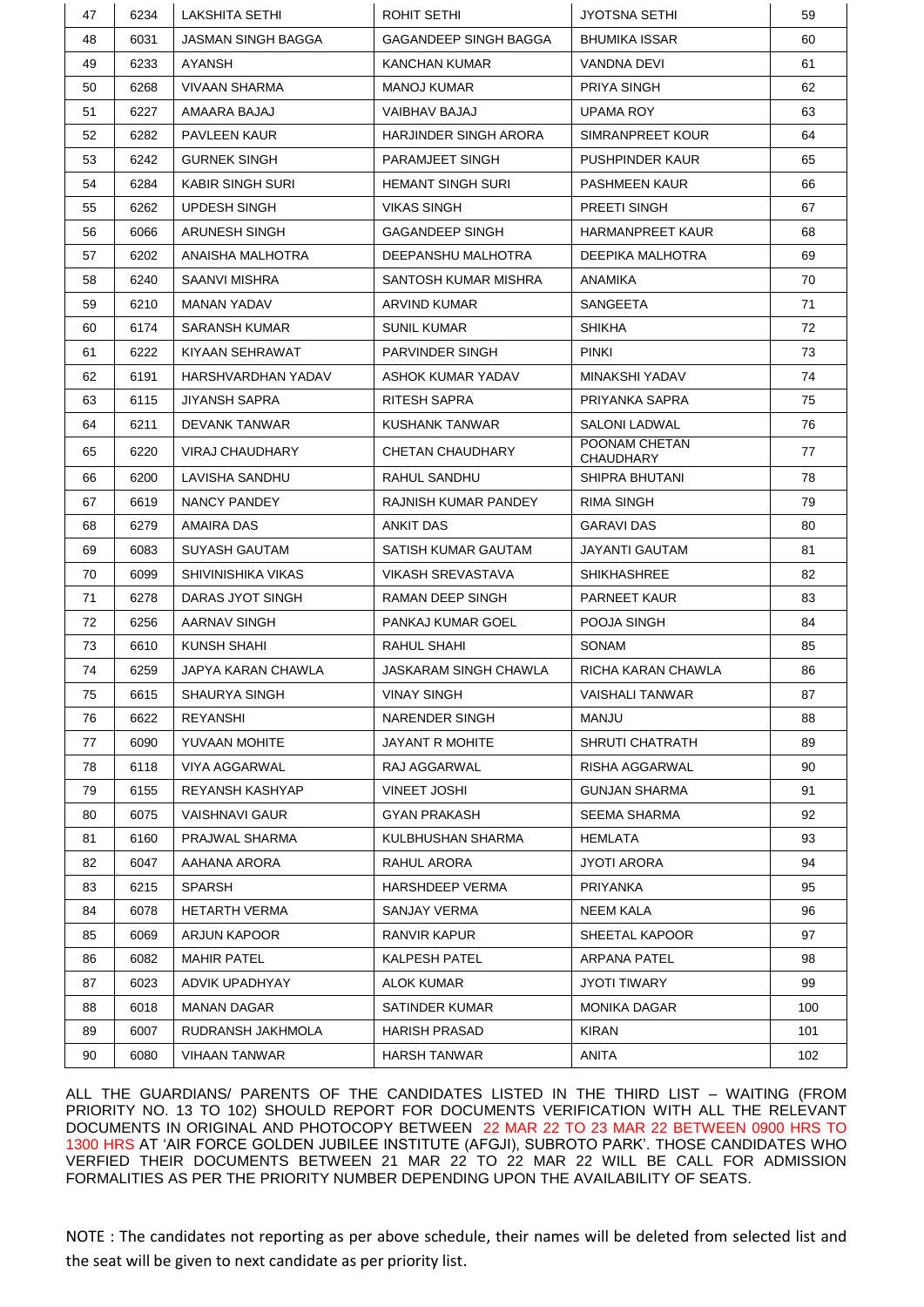| | | | | | |
|---|---|---|---|---|---|
| 47 | 6234 | LAKSHITA SETHI | ROHIT SETHI | JYOTSNA SETHI | 59 |
| 48 | 6031 | JASMAN SINGH BAGGA | GAGANDEEP SINGH BAGGA | BHUMIKA ISSAR | 60 |
| 49 | 6233 | AYANSH | KANCHAN KUMAR | VANDNA DEVI | 61 |
| 50 | 6268 | VIVAAN SHARMA | MANOJ KUMAR | PRIYA SINGH | 62 |
| 51 | 6227 | AMAARA BAJAJ | VAIBHAV BAJAJ | UPAMA ROY | 63 |
| 52 | 6282 | PAVLEEN KAUR | HARJINDER SINGH ARORA | SIMRANPREET KOUR | 64 |
| 53 | 6242 | GURNEK SINGH | PARAMJEET SINGH | PUSHPINDER KAUR | 65 |
| 54 | 6284 | KABIR SINGH SURI | HEMANT SINGH SURI | PASHMEEN KAUR | 66 |
| 55 | 6262 | UPDESH SINGH | VIKAS SINGH | PREETI SINGH | 67 |
| 56 | 6066 | ARUNESH SINGH | GAGANDEEP SINGH | HARMANPREET KAUR | 68 |
| 57 | 6202 | ANAISHA MALHOTRA | DEEPANSHU MALHOTRA | DEEPIKA MALHOTRA | 69 |
| 58 | 6240 | SAANVI MISHRA | SANTOSH KUMAR MISHRA | ANAMIKA | 70 |
| 59 | 6210 | MANAN YADAV | ARVIND KUMAR | SANGEETA | 71 |
| 60 | 6174 | SARANSH KUMAR | SUNIL KUMAR | SHIKHA | 72 |
| 61 | 6222 | KIYAAN SEHRAWAT | PARVINDER SINGH | PINKI | 73 |
| 62 | 6191 | HARSHVARDHAN YADAV | ASHOK KUMAR YADAV | MINAKSHI YADAV | 74 |
| 63 | 6115 | JIYANSH SAPRA | RITESH SAPRA | PRIYANKA SAPRA | 75 |
| 64 | 6211 | DEVANK TANWAR | KUSHANK TANWAR | SALONI LADWAL | 76 |
| 65 | 6220 | VIRAJ CHAUDHARY | CHETAN CHAUDHARY | POONAM CHETAN CHAUDHARY | 77 |
| 66 | 6200 | LAVISHA SANDHU | RAHUL SANDHU | SHIPRA BHUTANI | 78 |
| 67 | 6619 | NANCY PANDEY | RAJNISH KUMAR PANDEY | RIMA SINGH | 79 |
| 68 | 6279 | AMAIRA DAS | ANKIT DAS | GARAVI DAS | 80 |
| 69 | 6083 | SUYASH GAUTAM | SATISH KUMAR GAUTAM | JAYANTI GAUTAM | 81 |
| 70 | 6099 | SHIVINISHIKA VIKAS | VIKASH SREVASTAVA | SHIKHASHREE | 82 |
| 71 | 6278 | DARAS JYOT SINGH | RAMAN DEEP SINGH | PARNEET KAUR | 83 |
| 72 | 6256 | AARNAV SINGH | PANKAJ KUMAR GOEL | POOJA SINGH | 84 |
| 73 | 6610 | KUNSH SHAHI | RAHUL SHAHI | SONAM | 85 |
| 74 | 6259 | JAPYA KARAN CHAWLA | JASKARAM SINGH CHAWLA | RICHA KARAN CHAWLA | 86 |
| 75 | 6615 | SHAURYA SINGH | VINAY SINGH | VAISHALI TANWAR | 87 |
| 76 | 6622 | REYANSHI | NARENDER SINGH | MANJU | 88 |
| 77 | 6090 | YUVAAN MOHITE | JAYANT R MOHITE | SHRUTI CHATRATH | 89 |
| 78 | 6118 | VIYA AGGARWAL | RAJ AGGARWAL | RISHA AGGARWAL | 90 |
| 79 | 6155 | REYANSH KASHYAP | VINEET JOSHI | GUNJAN SHARMA | 91 |
| 80 | 6075 | VAISHNAVI GAUR | GYAN PRAKASH | SEEMA SHARMA | 92 |
| 81 | 6160 | PRAJWAL SHARMA | KULBHUSHAN SHARMA | HEMLATA | 93 |
| 82 | 6047 | AAHANA ARORA | RAHUL ARORA | JYOTI ARORA | 94 |
| 83 | 6215 | SPARSH | HARSHDEEP VERMA | PRIYANKA | 95 |
| 84 | 6078 | HETARTH VERMA | SANJAY VERMA | NEEM KALA | 96 |
| 85 | 6069 | ARJUN KAPOOR | RANVIR KAPUR | SHEETAL KAPOOR | 97 |
| 86 | 6082 | MAHIR PATEL | KALPESH PATEL | ARPANA PATEL | 98 |
| 87 | 6023 | ADVIK UPADHYAY | ALOK KUMAR | JYOTI TIWARY | 99 |
| 88 | 6018 | MANAN DAGAR | SATINDER KUMAR | MONIKA DAGAR | 100 |
| 89 | 6007 | RUDRANSH JAKHMOLA | HARISH PRASAD | KIRAN | 101 |
| 90 | 6080 | VIHAAN TANWAR | HARSH TANWAR | ANITA | 102 |

ALL THE GUARDIANS/ PARENTS OF THE CANDIDATES LISTED IN THE THIRD LIST – WAITING (FROM PRIORITY NO. 13 TO 102) SHOULD REPORT FOR DOCUMENTS VERIFICATION WITH ALL THE RELEVANT DOCUMENTS IN ORIGINAL AND PHOTOCOPY BETWEEN 22 MAR 22 TO 23 MAR 22 BETWEEN 0900 HRS TO 1300 HRS AT 'AIR FORCE GOLDEN JUBILEE INSTITUTE (AFGJI), SUBROTO PARK'. THOSE CANDIDATES WHO VERFIED THEIR DOCUMENTS BETWEEN 21 MAR 22 TO 22 MAR 22 WILL BE CALL FOR ADMISSION FORMALITIES AS PER THE PRIORITY NUMBER DEPENDING UPON THE AVAILABILITY OF SEATS.

NOTE : The candidates not reporting as per above schedule, their names will be deleted from selected list and the seat will be given to next candidate as per priority list.